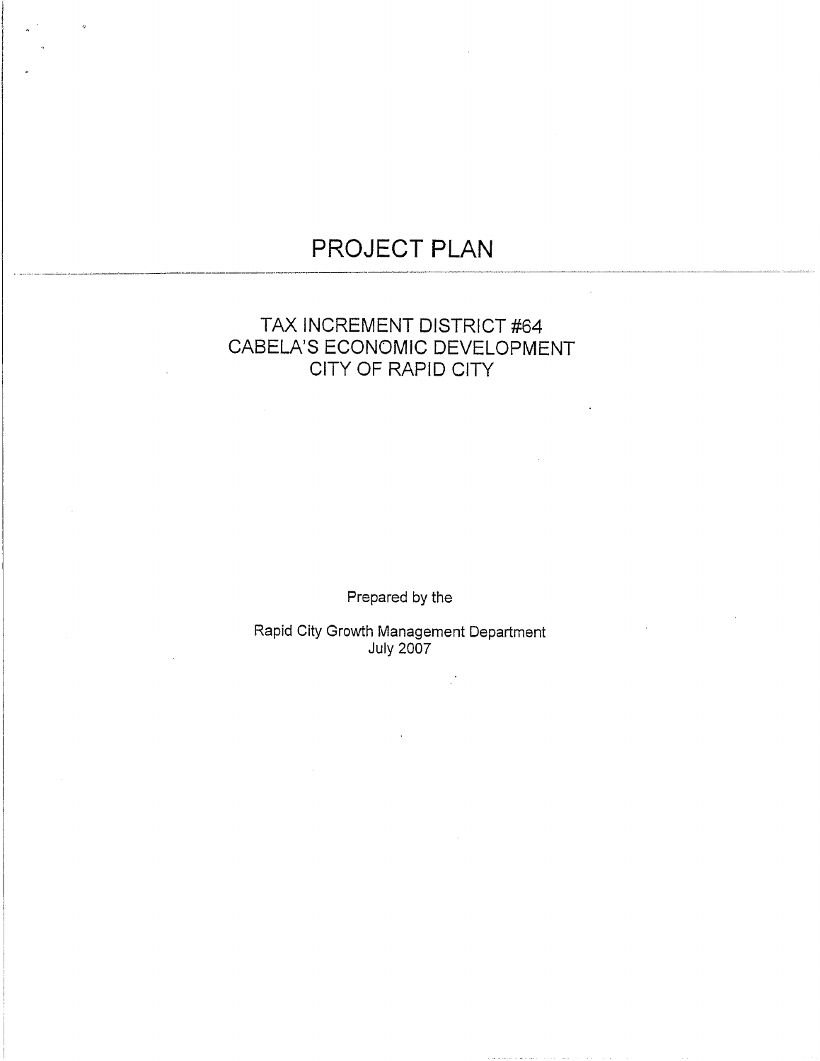# PROJECT PLAN

## TAX INCREMENT DISTRICT #64
## CABELA'S ECONOMIC DEVELOPMENT
## CITY OF RAPID CITY

Prepared by the

Rapid City Growth Management Department
July 2007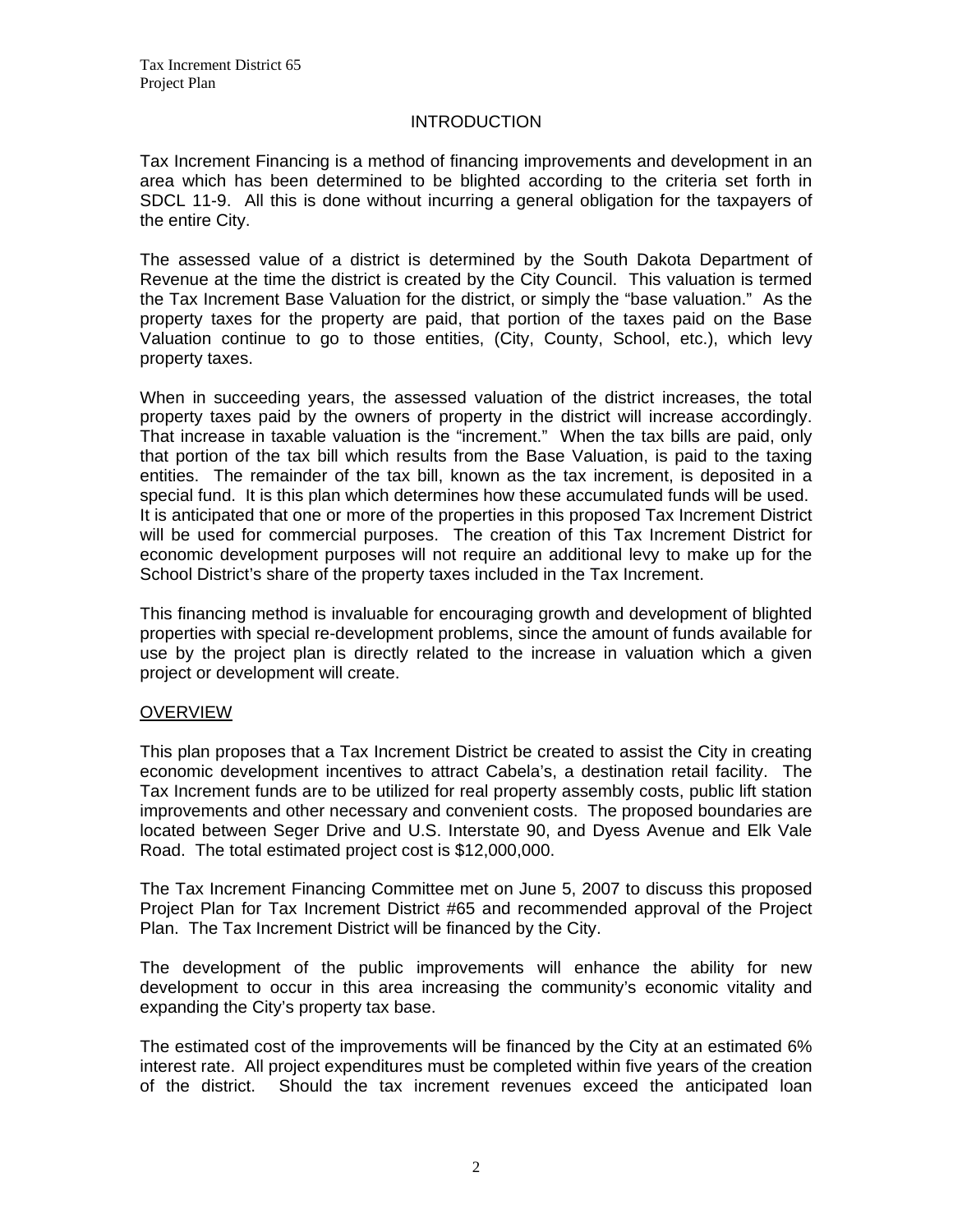## INTRODUCTION

Tax Increment Financing is a method of financing improvements and development in an area which has been determined to be blighted according to the criteria set forth in SDCL 11-9. All this is done without incurring a general obligation for the taxpayers of the entire City.

The assessed value of a district is determined by the South Dakota Department of Revenue at the time the district is created by the City Council. This valuation is termed the Tax Increment Base Valuation for the district, or simply the "base valuation." As the property taxes for the property are paid, that portion of the taxes paid on the Base Valuation continue to go to those entities, (City, County, School, etc.), which levy property taxes.

When in succeeding years, the assessed valuation of the district increases, the total property taxes paid by the owners of property in the district will increase accordingly. That increase in taxable valuation is the "increment." When the tax bills are paid, only that portion of the tax bill which results from the Base Valuation, is paid to the taxing entities. The remainder of the tax bill, known as the tax increment, is deposited in a special fund. It is this plan which determines how these accumulated funds will be used. It is anticipated that one or more of the properties in this proposed Tax Increment District will be used for commercial purposes. The creation of this Tax Increment District for economic development purposes will not require an additional levy to make up for the School District's share of the property taxes included in the Tax Increment.

This financing method is invaluable for encouraging growth and development of blighted properties with special re-development problems, since the amount of funds available for use by the project plan is directly related to the increase in valuation which a given project or development will create.

## OVERVIEW

This plan proposes that a Tax Increment District be created to assist the City in creating economic development incentives to attract Cabela's, a destination retail facility. The Tax Increment funds are to be utilized for real property assembly costs, public lift station improvements and other necessary and convenient costs. The proposed boundaries are located between Seger Drive and U.S. Interstate 90, and Dyess Avenue and Elk Vale Road. The total estimated project cost is $12,000,000.

The Tax Increment Financing Committee met on June 5, 2007 to discuss this proposed Project Plan for Tax Increment District #65 and recommended approval of the Project Plan. The Tax Increment District will be financed by the City.

The development of the public improvements will enhance the ability for new development to occur in this area increasing the community's economic vitality and expanding the City's property tax base.

The estimated cost of the improvements will be financed by the City at an estimated 6% interest rate. All project expenditures must be completed within five years of the creation of the district. Should the tax increment revenues exceed the anticipated loan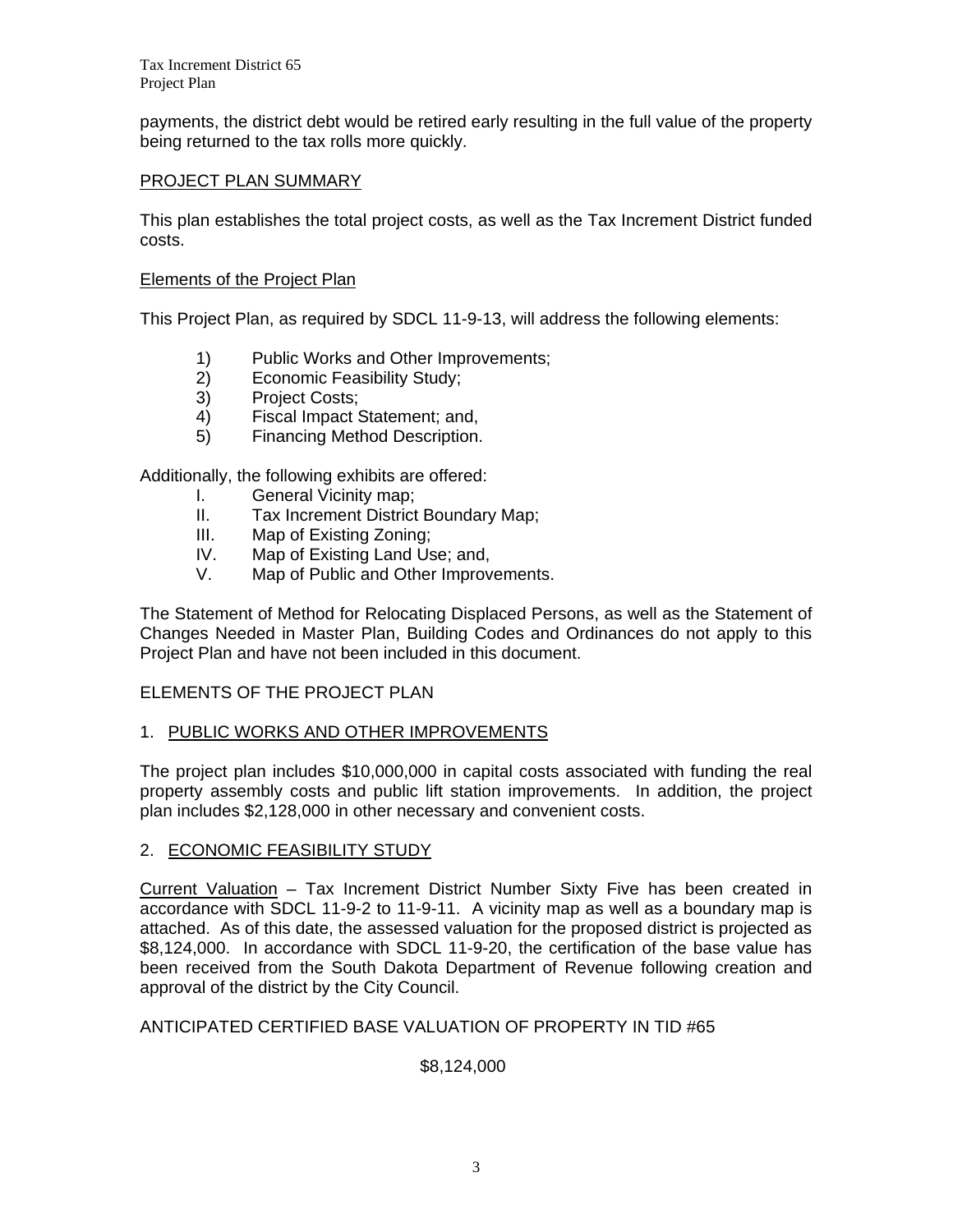payments, the district debt would be retired early resulting in the full value of the property being returned to the tax rolls more quickly.

## PROJECT PLAN SUMMARY

This plan establishes the total project costs, as well as the Tax Increment District funded costs.

### Elements of the Project Plan

This Project Plan, as required by SDCL 11-9-13, will address the following elements:

1) Public Works and Other Improvements;
2) Economic Feasibility Study;
3) Project Costs;
4) Fiscal Impact Statement; and,
5) Financing Method Description.

Additionally, the following exhibits are offered:

I. General Vicinity map;
II. Tax Increment District Boundary Map;
III. Map of Existing Zoning;
IV. Map of Existing Land Use; and,
V. Map of Public and Other Improvements.

The Statement of Method for Relocating Displaced Persons, as well as the Statement of Changes Needed in Master Plan, Building Codes and Ordinances do not apply to this Project Plan and have not been included in this document.

## ELEMENTS OF THE PROJECT PLAN

### 1. PUBLIC WORKS AND OTHER IMPROVEMENTS

The project plan includes $10,000,000 in capital costs associated with funding the real property assembly costs and public lift station improvements. In addition, the project plan includes $2,128,000 in other necessary and convenient costs.

### 2. ECONOMIC FEASIBILITY STUDY

Current Valuation – Tax Increment District Number Sixty Five has been created in accordance with SDCL 11-9-2 to 11-9-11. A vicinity map as well as a boundary map is attached. As of this date, the assessed valuation for the proposed district is projected as $8,124,000. In accordance with SDCL 11-9-20, the certification of the base value has been received from the South Dakota Department of Revenue following creation and approval of the district by the City Council.

ANTICIPATED CERTIFIED BASE VALUATION OF PROPERTY IN TID #65

$8,124,000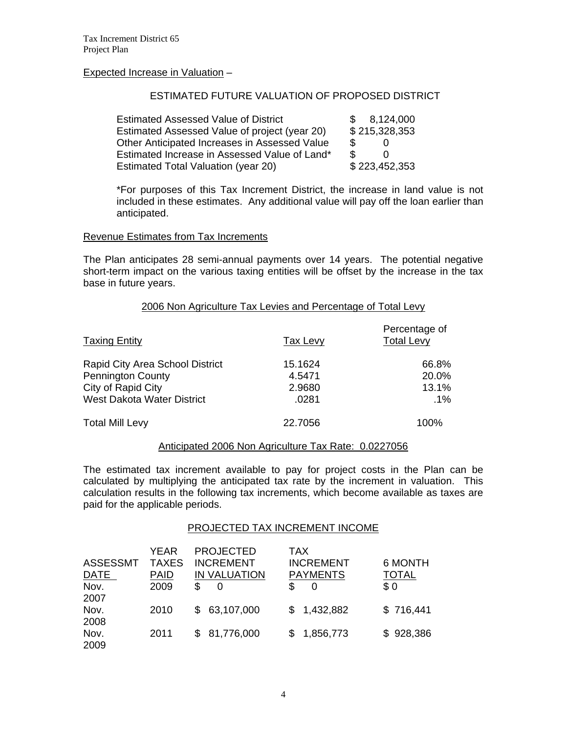Expected Increase in Valuation –

ESTIMATED FUTURE VALUATION OF PROPOSED DISTRICT

| | |
|---|---|
| Estimated Assessed Value of District | $ 8,124,000 |
| Estimated Assessed Value of project (year 20) | $ 215,328,353 |
| Other Anticipated Increases in Assessed Value | $ 0 |
| Estimated Increase in Assessed Value of Land* | $ 0 |
| Estimated Total Valuation (year 20) | $ 223,452,353 |

*For purposes of this Tax Increment District, the increase in land value is not included in these estimates. Any additional value will pay off the loan earlier than anticipated.

Revenue Estimates from Tax Increments

The Plan anticipates 28 semi-annual payments over 14 years. The potential negative short-term impact on the various taxing entities will be offset by the increase in the tax base in future years.

2006 Non Agriculture Tax Levies and Percentage of Total Levy

| Taxing Entity | Tax Levy | Percentage of Total Levy |
|---|---|---|
| Rapid City Area School District | 15.1624 | 66.8% |
| Pennington County | 4.5471 | 20.0% |
| City of Rapid City | 2.9680 | 13.1% |
| West Dakota Water District | .0281 | .1% |
| Total Mill Levy | 22.7056 | 100% |

Anticipated 2006 Non Agriculture Tax Rate: 0.0227056

The estimated tax increment available to pay for project costs in the Plan can be calculated by multiplying the anticipated tax rate by the increment in valuation. This calculation results in the following tax increments, which become available as taxes are paid for the applicable periods.

PROJECTED TAX INCREMENT INCOME

| ASSESSMT DATE | YEAR TAXES PAID | PROJECTED INCREMENT IN VALUATION | TAX INCREMENT PAYMENTS | 6 MONTH TOTAL |
|---|---|---|---|---|
| Nov. 2007 | 2009 | $ 0 | $ 0 | $ 0 |
| Nov. 2008 | 2010 | $ 63,107,000 | $ 1,432,882 | $ 716,441 |
| Nov. 2009 | 2011 | $ 81,776,000 | $ 1,856,773 | $ 928,386 |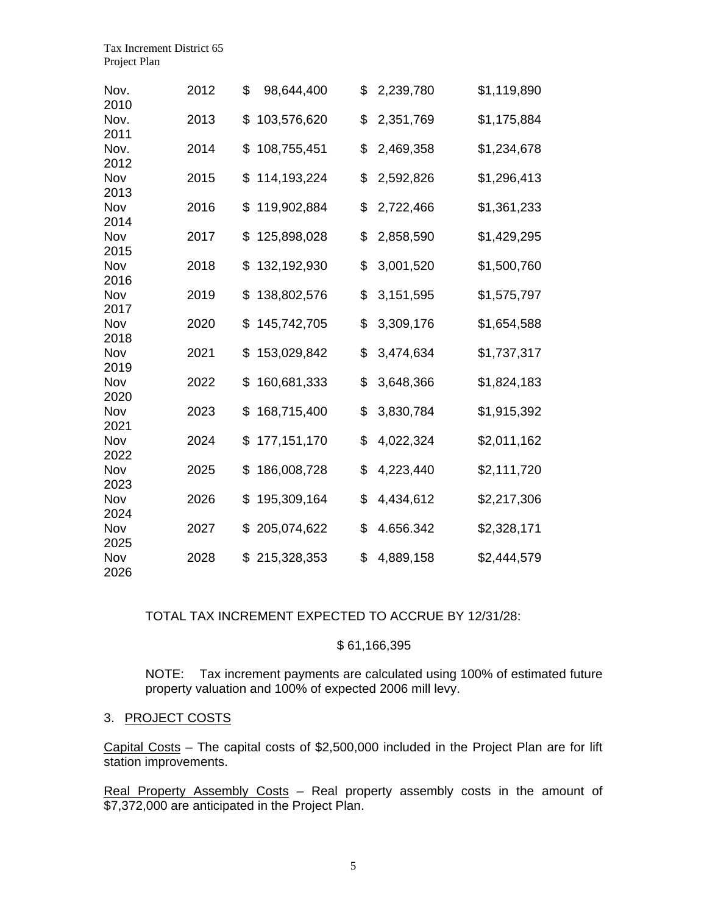| | | | | |
|---|---|---|---|---|
| Nov. 2010 | 2012 | $ 98,644,400 | $ 2,239,780 | $1,119,890 |
| Nov. 2011 | 2013 | $ 103,576,620 | $ 2,351,769 | $1,175,884 |
| Nov. 2012 | 2014 | $ 108,755,451 | $ 2,469,358 | $1,234,678 |
| Nov 2013 | 2015 | $ 114,193,224 | $ 2,592,826 | $1,296,413 |
| Nov 2014 | 2016 | $ 119,902,884 | $ 2,722,466 | $1,361,233 |
| Nov 2015 | 2017 | $ 125,898,028 | $ 2,858,590 | $1,429,295 |
| Nov 2016 | 2018 | $ 132,192,930 | $ 3,001,520 | $1,500,760 |
| Nov 2017 | 2019 | $ 138,802,576 | $ 3,151,595 | $1,575,797 |
| Nov 2018 | 2020 | $ 145,742,705 | $ 3,309,176 | $1,654,588 |
| Nov 2019 | 2021 | $ 153,029,842 | $ 3,474,634 | $1,737,317 |
| Nov 2020 | 2022 | $ 160,681,333 | $ 3,648,366 | $1,824,183 |
| Nov 2021 | 2023 | $ 168,715,400 | $ 3,830,784 | $1,915,392 |
| Nov 2022 | 2024 | $ 177,151,170 | $ 4,022,324 | $2,011,162 |
| Nov 2023 | 2025 | $ 186,008,728 | $ 4,223,440 | $2,111,720 |
| Nov 2024 | 2026 | $ 195,309,164 | $ 4,434,612 | $2,217,306 |
| Nov 2025 | 2027 | $ 205,074,622 | $ 4.656.342 | $2,328,171 |
| Nov 2026 | 2028 | $ 215,328,353 | $ 4,889,158 | $2,444,579 |

TOTAL TAX INCREMENT EXPECTED TO ACCRUE BY 12/31/28:

$ 61,166,395

NOTE: Tax increment payments are calculated using 100% of estimated future property valuation and 100% of expected 2006 mill levy.

3. PROJECT COSTS

Capital Costs – The capital costs of $2,500,000 included in the Project Plan are for lift station improvements.

Real Property Assembly Costs – Real property assembly costs in the amount of $7,372,000 are anticipated in the Project Plan.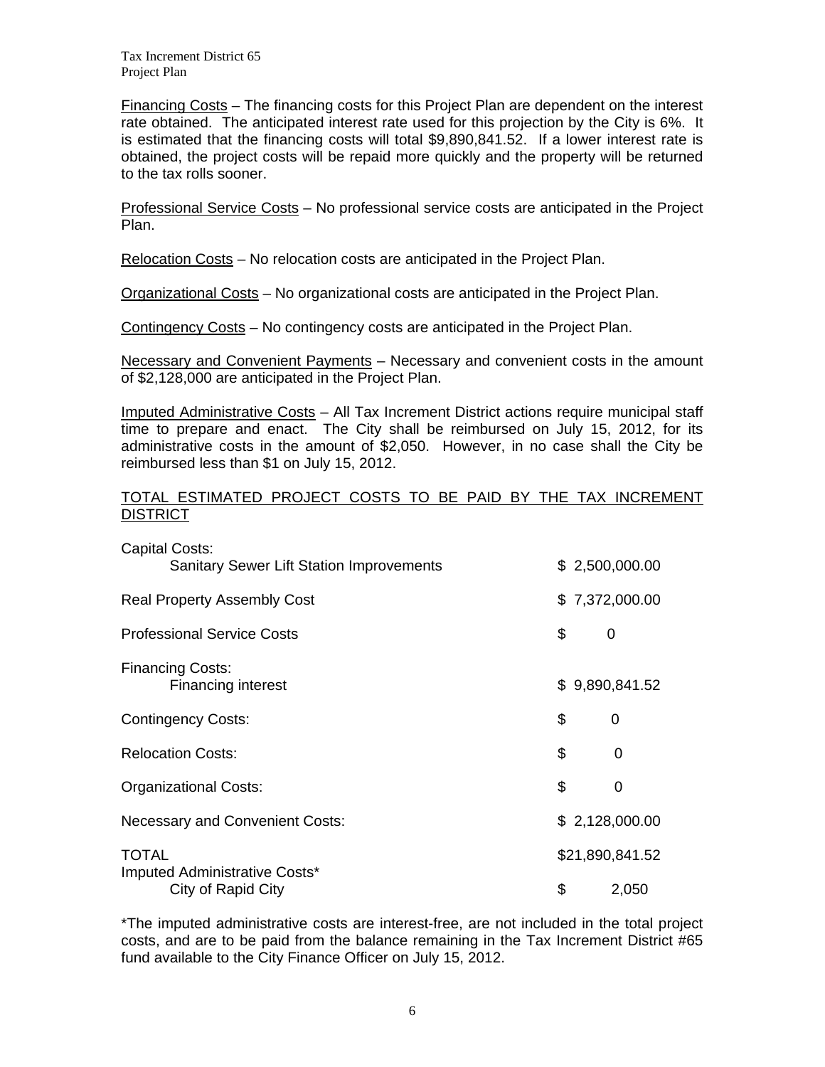Financing Costs – The financing costs for this Project Plan are dependent on the interest rate obtained. The anticipated interest rate used for this projection by the City is 6%. It is estimated that the financing costs will total $9,890,841.52. If a lower interest rate is obtained, the project costs will be repaid more quickly and the property will be returned to the tax rolls sooner.

Professional Service Costs – No professional service costs are anticipated in the Project Plan.

Relocation Costs – No relocation costs are anticipated in the Project Plan.

Organizational Costs – No organizational costs are anticipated in the Project Plan.

Contingency Costs – No contingency costs are anticipated in the Project Plan.

Necessary and Convenient Payments – Necessary and convenient costs in the amount of $2,128,000 are anticipated in the Project Plan.

Imputed Administrative Costs – All Tax Increment District actions require municipal staff time to prepare and enact. The City shall be reimbursed on July 15, 2012, for its administrative costs in the amount of $2,050. However, in no case shall the City be reimbursed less than $1 on July 15, 2012.

TOTAL ESTIMATED PROJECT COSTS TO BE PAID BY THE TAX INCREMENT DISTRICT

| | |
|---|---|
| Capital Costs: | |
| Sanitary Sewer Lift Station Improvements | $ 2,500,000.00 |
| Real Property Assembly Cost | $ 7,372,000.00 |
| Professional Service Costs | $ 0 |
| Financing Costs: | |
| Financing interest | $ 9,890,841.52 |
| Contingency Costs: | $ 0 |
| Relocation Costs: | $ 0 |
| Organizational Costs: | $ 0 |
| Necessary and Convenient Costs: | $ 2,128,000.00 |
| TOTAL | $21,890,841.52 |
| Imputed Administrative Costs* | |
| City of Rapid City | $ 2,050 |

*The imputed administrative costs are interest-free, are not included in the total project costs, and are to be paid from the balance remaining in the Tax Increment District #65 fund available to the City Finance Officer on July 15, 2012.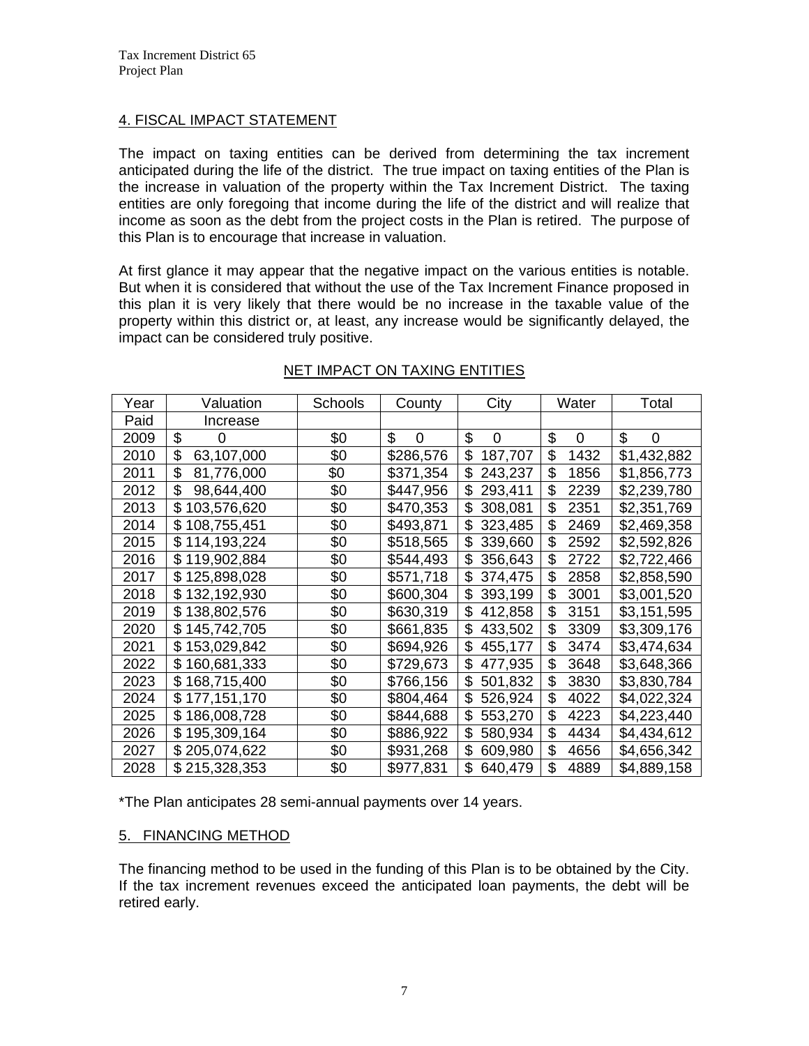## 4. FISCAL IMPACT STATEMENT

The impact on taxing entities can be derived from determining the tax increment anticipated during the life of the district. The true impact on taxing entities of the Plan is the increase in valuation of the property within the Tax Increment District. The taxing entities are only foregoing that income during the life of the district and will realize that income as soon as the debt from the project costs in the Plan is retired. The purpose of this Plan is to encourage that increase in valuation.

At first glance it may appear that the negative impact on the various entities is notable. But when it is considered that without the use of the Tax Increment Finance proposed in this plan it is very likely that there would be no increase in the taxable value of the property within this district or, at least, any increase would be significantly delayed, the impact can be considered truly positive.

### NET IMPACT ON TAXING ENTITIES

| Year Paid | Valuation Increase | Schools | County | City | Water | Total |
|---|---|---|---|---|---|---|
| 2009 | $ 0 | $0 | $ 0 | $ 0 | $ 0 | $ 0 |
| 2010 | $ 63,107,000 | $0 | $286,576 | $ 187,707 | $ 1432 | $1,432,882 |
| 2011 | $ 81,776,000 | $0 | $371,354 | $ 243,237 | $ 1856 | $1,856,773 |
| 2012 | $ 98,644,400 | $0 | $447,956 | $ 293,411 | $ 2239 | $2,239,780 |
| 2013 | $ 103,576,620 | $0 | $470,353 | $ 308,081 | $ 2351 | $2,351,769 |
| 2014 | $ 108,755,451 | $0 | $493,871 | $ 323,485 | $ 2469 | $2,469,358 |
| 2015 | $ 114,193,224 | $0 | $518,565 | $ 339,660 | $ 2592 | $2,592,826 |
| 2016 | $ 119,902,884 | $0 | $544,493 | $ 356,643 | $ 2722 | $2,722,466 |
| 2017 | $ 125,898,028 | $0 | $571,718 | $ 374,475 | $ 2858 | $2,858,590 |
| 2018 | $ 132,192,930 | $0 | $600,304 | $ 393,199 | $ 3001 | $3,001,520 |
| 2019 | $ 138,802,576 | $0 | $630,319 | $ 412,858 | $ 3151 | $3,151,595 |
| 2020 | $ 145,742,705 | $0 | $661,835 | $ 433,502 | $ 3309 | $3,309,176 |
| 2021 | $ 153,029,842 | $0 | $694,926 | $ 455,177 | $ 3474 | $3,474,634 |
| 2022 | $ 160,681,333 | $0 | $729,673 | $ 477,935 | $ 3648 | $3,648,366 |
| 2023 | $ 168,715,400 | $0 | $766,156 | $ 501,832 | $ 3830 | $3,830,784 |
| 2024 | $ 177,151,170 | $0 | $804,464 | $ 526,924 | $ 4022 | $4,022,324 |
| 2025 | $ 186,008,728 | $0 | $844,688 | $ 553,270 | $ 4223 | $4,223,440 |
| 2026 | $ 195,309,164 | $0 | $886,922 | $ 580,934 | $ 4434 | $4,434,612 |
| 2027 | $ 205,074,622 | $0 | $931,268 | $ 609,980 | $ 4656 | $4,656,342 |
| 2028 | $ 215,328,353 | $0 | $977,831 | $ 640,479 | $ 4889 | $4,889,158 |

*The Plan anticipates 28 semi-annual payments over 14 years.

## 5. FINANCING METHOD

The financing method to be used in the funding of this Plan is to be obtained by the City. If the tax increment revenues exceed the anticipated loan payments, the debt will be retired early.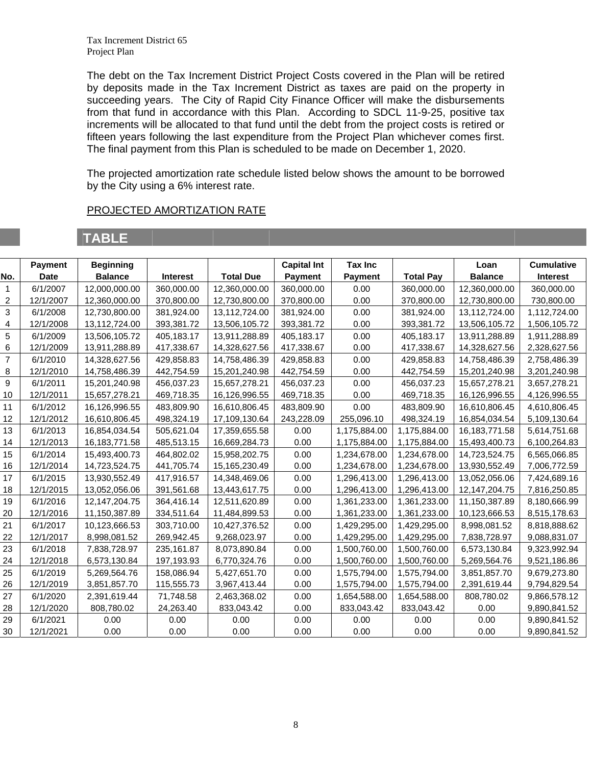The debt on the Tax Increment District Project Costs covered in the Plan will be retired by deposits made in the Tax Increment District as taxes are paid on the property in succeeding years. The City of Rapid City Finance Officer will make the disbursements from that fund in accordance with this Plan. According to SDCL 11-9-25, positive tax increments will be allocated to that fund until the debt from the project costs is retired or fifteen years following the last expenditure from the Project Plan whichever comes first. The final payment from this Plan is scheduled to be made on December 1, 2020.

The projected amortization rate schedule listed below shows the amount to be borrowed by the City using a 6% interest rate.

PROJECTED AMORTIZATION RATE

**TABLE**

| No. | Payment Date | Beginning Balance | Interest | Total Due | Capital Int Payment | Tax Inc Payment | Total Pay | Loan Balance | Cumulative Interest |
|---|---|---|---|---|---|---|---|---|---|
| 1 | 6/1/2007 | 12,000,000.00 | 360,000.00 | 12,360,000.00 | 360,000.00 | 0.00 | 360,000.00 | 12,360,000.00 | 360,000.00 |
| 2 | 12/1/2007 | 12,360,000.00 | 370,800.00 | 12,730,800.00 | 370,800.00 | 0.00 | 370,800.00 | 12,730,800.00 | 730,800.00 |
| 3 | 6/1/2008 | 12,730,800.00 | 381,924.00 | 13,112,724.00 | 381,924.00 | 0.00 | 381,924.00 | 13,112,724.00 | 1,112,724.00 |
| 4 | 12/1/2008 | 13,112,724.00 | 393,381.72 | 13,506,105.72 | 393,381.72 | 0.00 | 393,381.72 | 13,506,105.72 | 1,506,105.72 |
| 5 | 6/1/2009 | 13,506,105.72 | 405,183.17 | 13,911,288.89 | 405,183.17 | 0.00 | 405,183.17 | 13,911,288.89 | 1,911,288.89 |
| 6 | 12/1/2009 | 13,911,288.89 | 417,338.67 | 14,328,627.56 | 417,338.67 | 0.00 | 417,338.67 | 14,328,627.56 | 2,328,627.56 |
| 7 | 6/1/2010 | 14,328,627.56 | 429,858.83 | 14,758,486.39 | 429,858.83 | 0.00 | 429,858.83 | 14,758,486.39 | 2,758,486.39 |
| 8 | 12/1/2010 | 14,758,486.39 | 442,754.59 | 15,201,240.98 | 442,754.59 | 0.00 | 442,754.59 | 15,201,240.98 | 3,201,240.98 |
| 9 | 6/1/2011 | 15,201,240.98 | 456,037.23 | 15,657,278.21 | 456,037.23 | 0.00 | 456,037.23 | 15,657,278.21 | 3,657,278.21 |
| 10 | 12/1/2011 | 15,657,278.21 | 469,718.35 | 16,126,996.55 | 469,718.35 | 0.00 | 469,718.35 | 16,126,996.55 | 4,126,996.55 |
| 11 | 6/1/2012 | 16,126,996.55 | 483,809.90 | 16,610,806.45 | 483,809.90 | 0.00 | 483,809.90 | 16,610,806.45 | 4,610,806.45 |
| 12 | 12/1/2012 | 16,610,806.45 | 498,324.19 | 17,109,130.64 | 243,228.09 | 255,096.10 | 498,324.19 | 16,854,034.54 | 5,109,130.64 |
| 13 | 6/1/2013 | 16,854,034.54 | 505,621.04 | 17,359,655.58 | 0.00 | 1,175,884.00 | 1,175,884.00 | 16,183,771.58 | 5,614,751.68 |
| 14 | 12/1/2013 | 16,183,771.58 | 485,513.15 | 16,669,284.73 | 0.00 | 1,175,884.00 | 1,175,884.00 | 15,493,400.73 | 6,100,264.83 |
| 15 | 6/1/2014 | 15,493,400.73 | 464,802.02 | 15,958,202.75 | 0.00 | 1,234,678.00 | 1,234,678.00 | 14,723,524.75 | 6,565,066.85 |
| 16 | 12/1/2014 | 14,723,524.75 | 441,705.74 | 15,165,230.49 | 0.00 | 1,234,678.00 | 1,234,678.00 | 13,930,552.49 | 7,006,772.59 |
| 17 | 6/1/2015 | 13,930,552.49 | 417,916.57 | 14,348,469.06 | 0.00 | 1,296,413.00 | 1,296,413.00 | 13,052,056.06 | 7,424,689.16 |
| 18 | 12/1/2015 | 13,052,056.06 | 391,561.68 | 13,443,617.75 | 0.00 | 1,296,413.00 | 1,296,413.00 | 12,147,204.75 | 7,816,250.85 |
| 19 | 6/1/2016 | 12,147,204.75 | 364,416.14 | 12,511,620.89 | 0.00 | 1,361,233.00 | 1,361,233.00 | 11,150,387.89 | 8,180,666.99 |
| 20 | 12/1/2016 | 11,150,387.89 | 334,511.64 | 11,484,899.53 | 0.00 | 1,361,233.00 | 1,361,233.00 | 10,123,666.53 | 8,515,178.63 |
| 21 | 6/1/2017 | 10,123,666.53 | 303,710.00 | 10,427,376.52 | 0.00 | 1,429,295.00 | 1,429,295.00 | 8,998,081.52 | 8,818,888.62 |
| 22 | 12/1/2017 | 8,998,081.52 | 269,942.45 | 9,268,023.97 | 0.00 | 1,429,295.00 | 1,429,295.00 | 7,838,728.97 | 9,088,831.07 |
| 23 | 6/1/2018 | 7,838,728.97 | 235,161.87 | 8,073,890.84 | 0.00 | 1,500,760.00 | 1,500,760.00 | 6,573,130.84 | 9,323,992.94 |
| 24 | 12/1/2018 | 6,573,130.84 | 197,193.93 | 6,770,324.76 | 0.00 | 1,500,760.00 | 1,500,760.00 | 5,269,564.76 | 9,521,186.86 |
| 25 | 6/1/2019 | 5,269,564.76 | 158,086.94 | 5,427,651.70 | 0.00 | 1,575,794.00 | 1,575,794.00 | 3,851,857.70 | 9,679,273.80 |
| 26 | 12/1/2019 | 3,851,857.70 | 115,555.73 | 3,967,413.44 | 0.00 | 1,575,794.00 | 1,575,794.00 | 2,391,619.44 | 9,794,829.54 |
| 27 | 6/1/2020 | 2,391,619.44 | 71,748.58 | 2,463,368.02 | 0.00 | 1,654,588.00 | 1,654,588.00 | 808,780.02 | 9,866,578.12 |
| 28 | 12/1/2020 | 808,780.02 | 24,263.40 | 833,043.42 | 0.00 | 833,043.42 | 833,043.42 | 0.00 | 9,890,841.52 |
| 29 | 6/1/2021 | 0.00 | 0.00 | 0.00 | 0.00 | 0.00 | 0.00 | 0.00 | 9,890,841.52 |
| 30 | 12/1/2021 | 0.00 | 0.00 | 0.00 | 0.00 | 0.00 | 0.00 | 0.00 | 9,890,841.52 |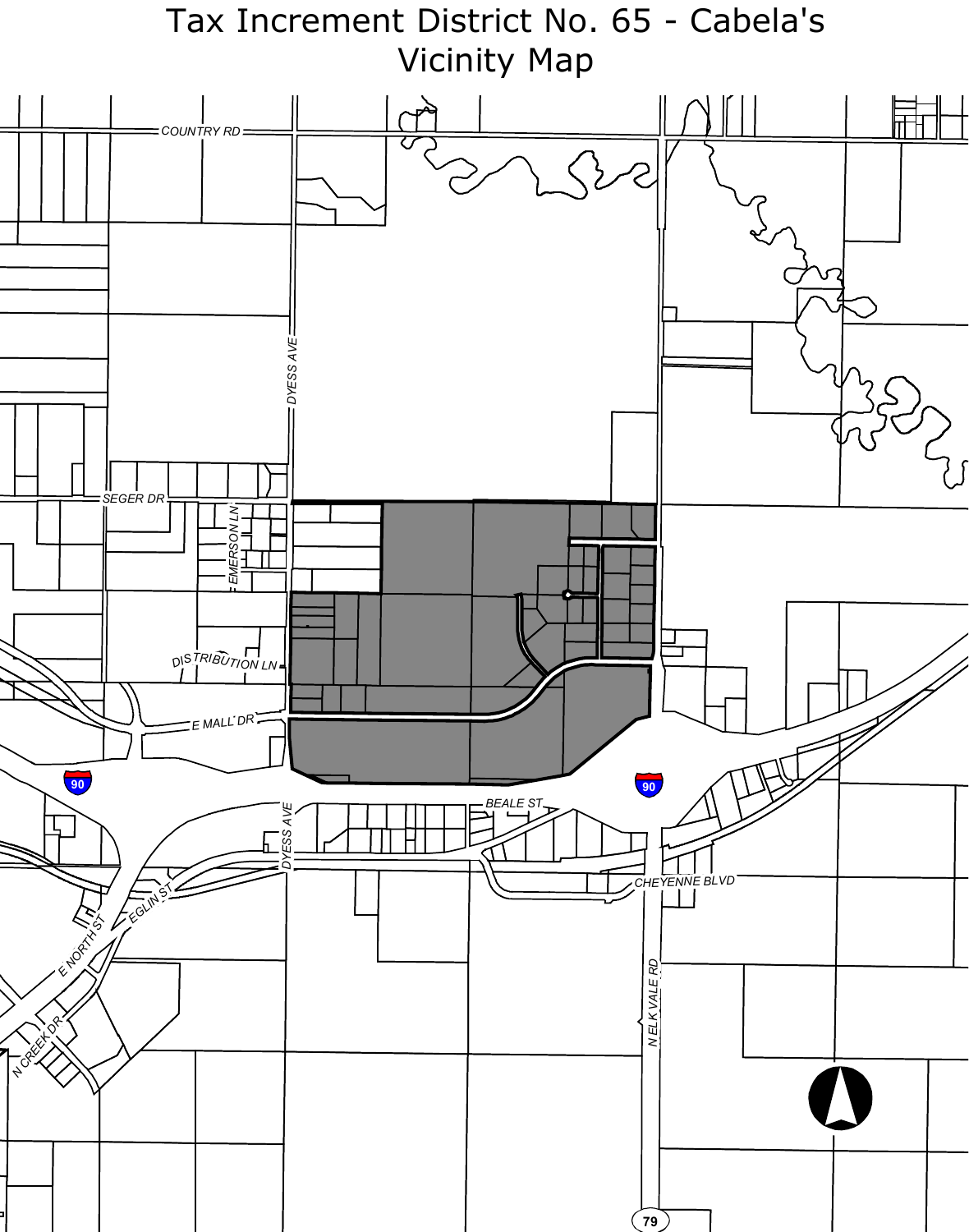# Tax Increment District No. 65 - Cabela's Vicinity Map

COUNTRY RD

DYESS AVE

SEGER DR

EMERSON LN

DISTRIBUTION LN

E MALL DR

90

90

BEALE ST

DYESS AVE

EGLIN ST

E NORTH ST

N CREEK DR

CHEYENNE BLVD

N ELK VALE RD

79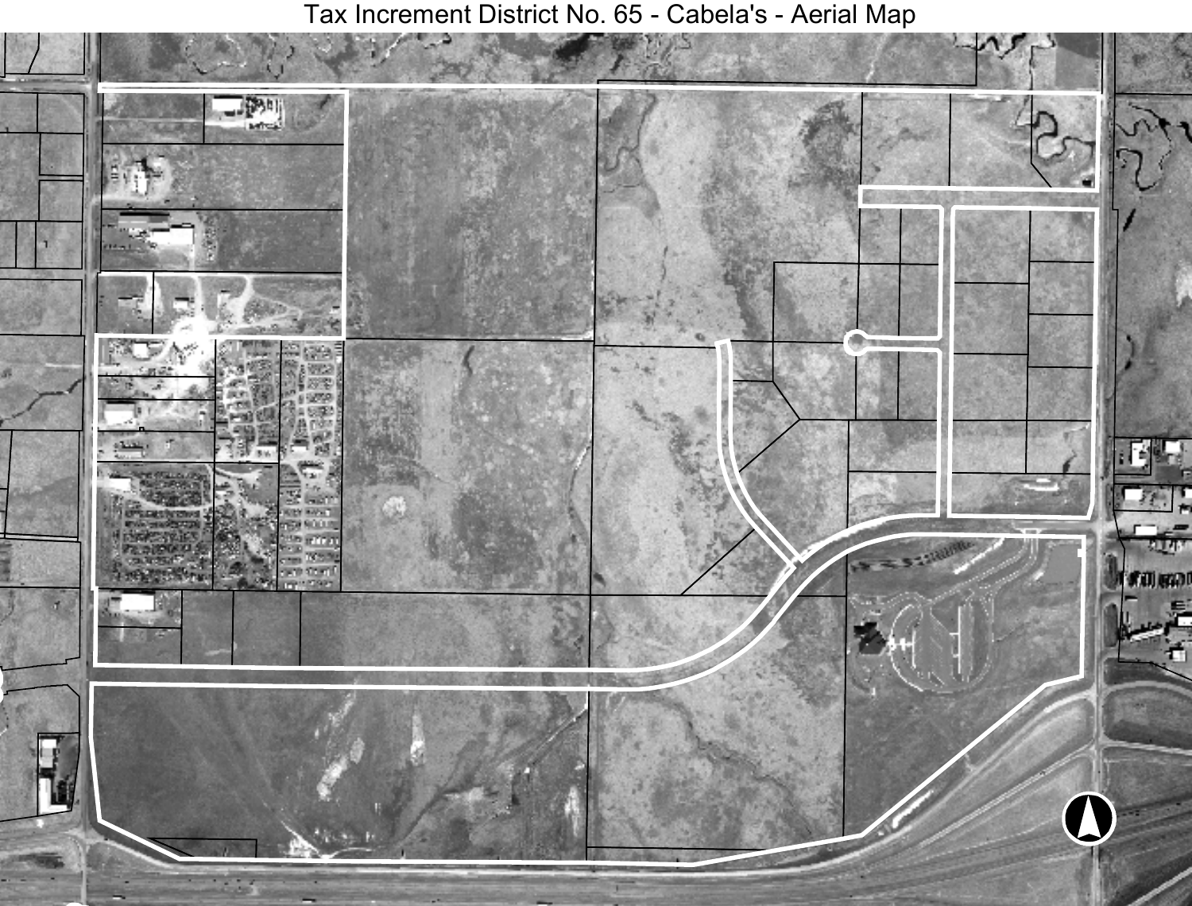# Tax Increment District No. 65 - Cabela's - Aerial Map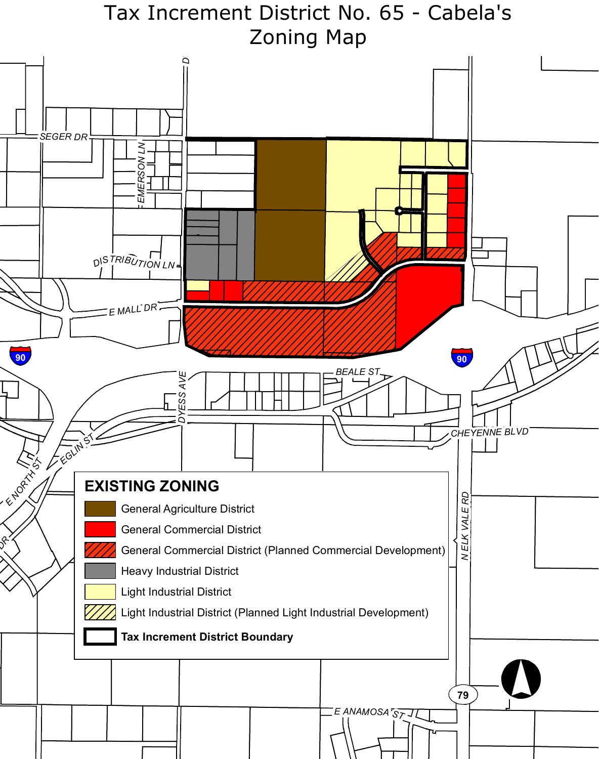# Tax Increment District No. 65 - Cabela's Zoning Map

SEGER DR

EMERSON LN

DISTRIBUTION LN

E MALL DR

90

BEALE ST

DYESS AVE

CHEYENNE BLVD

EGLIN ST

E NORTH ST

N ELK VALE RD

79

E ANAMOSA ST

**EXISTING ZONING**

- General Agriculture District
- General Commercial District
- General Commercial District (Planned Commercial Development)
- Heavy Industrial District
- Light Industrial District
- Light Industrial District (Planned Light Industrial Development)
- **Tax Increment District Boundary**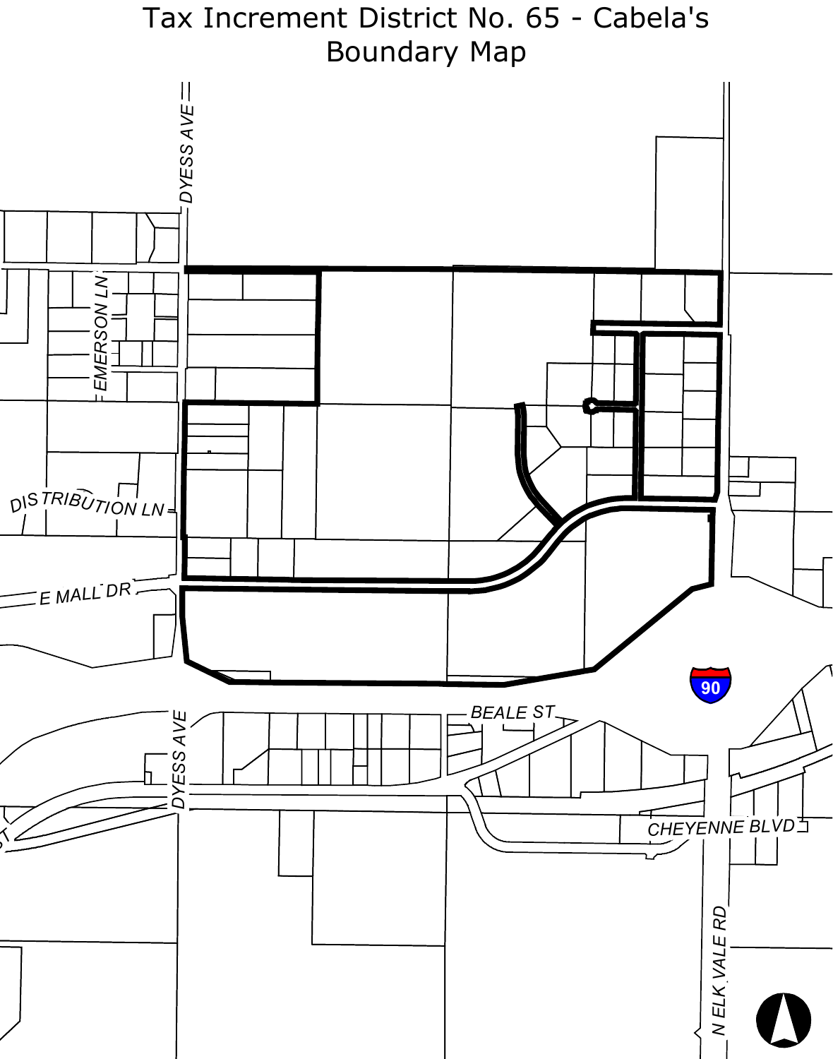# Tax Increment District No. 65 - Cabela's Boundary Map

DYESS AVE

EMERSON LN

DISTRIBUTION LN

E MALL DR

90

BEALE ST

DYESS AVE

CHEYENNE BLVD

N ELK VALE RD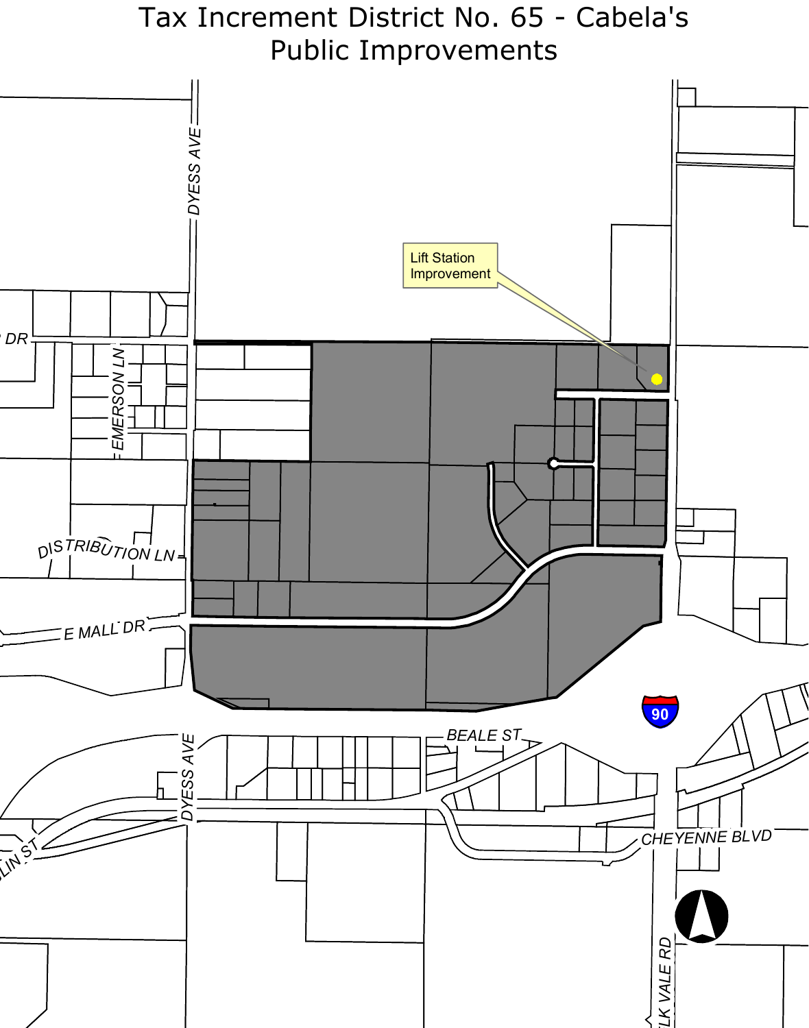# Tax Increment District No. 65 - Cabela's Public Improvements

Lift Station Improvement

DYESS AVE

DR

EMERSON LN

DISTRIBUTION LN

E MALL DR

BEALE ST

DYESS AVE

LIN ST

CHEYENNE BLVD

ELK VALE RD

90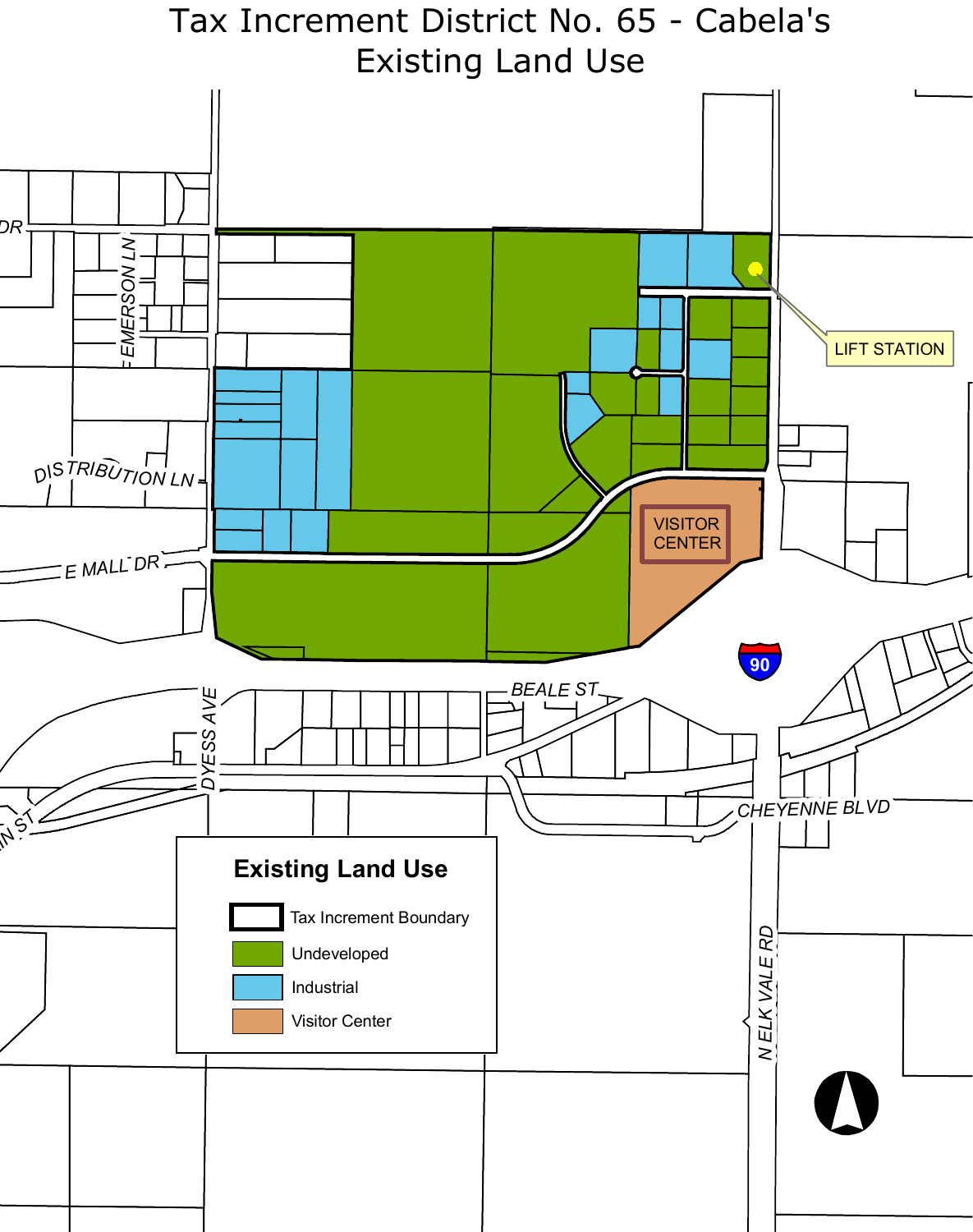# Tax Increment District No. 65 - Cabela's
## Existing Land Use

LIFT STATION

VISITOR CENTER

EMERSON LN

DISTRIBUTION LN

E MALL DR

BEALE ST

DYESS AVE

CHEYENNE BLVD

N ELK VALE RD

90

**Existing Land Use**

Tax Increment Boundary

Undeveloped

Industrial

Visitor Center